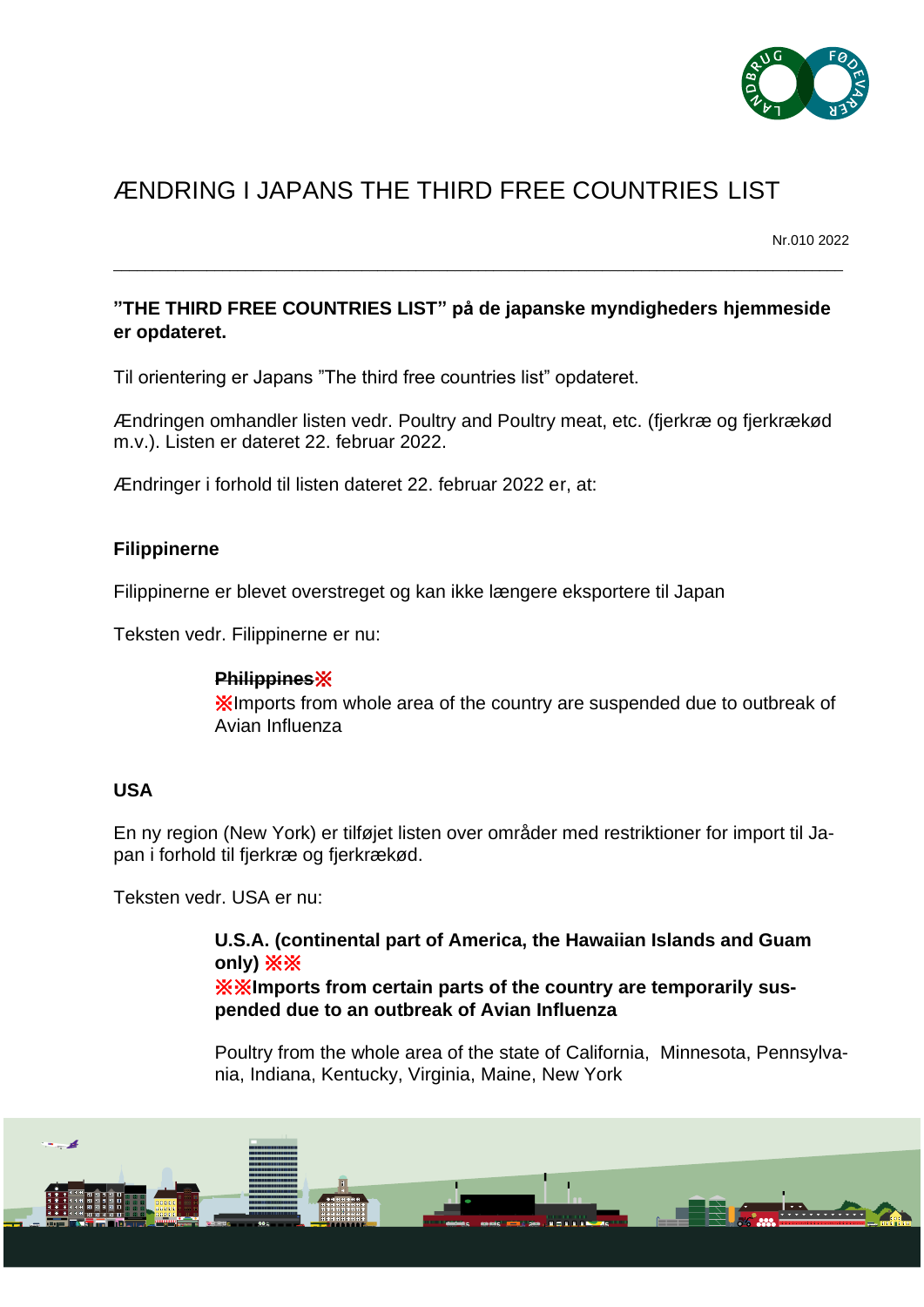# ÆNDRING I JAPANS THE THIRD FREE COUNTRIES LIST

Nr.010 2022

---

**"THE THIRD FREE COUNTRIES LIST" på de japanske myndigheders hjemmeside er opdateret.**

Til orientering er Japans "The third free countries list" opdateret.

Ændringen omhandler listen vedr. Poultry and Poultry meat, etc. (fjerkræ og fjerkrækød m.v.). Listen er dateret 22. februar 2022.

Ændringer i forhold til listen dateret 22. februar 2022 er, at:

**Filippinerne**

Filippinerne er blevet overstreget og kan ikke længere eksportere til Japan

Teksten vedr. Filippinerne er nu:

> ~~**Philippines**~~※
> ※Imports from whole area of the country are suspended due to outbreak of Avian Influenza

**USA**

En ny region (New York) er tilføjet listen over områder med restriktioner for import til Japan i forhold til fjerkræ og fjerkrækød.

Teksten vedr. USA er nu:

> **U.S.A. (continental part of America, the Hawaiian Islands and Guam only)** ※※
> ※※**Imports from certain parts of the country are temporarily suspended due to an outbreak of Avian Influenza**
>
> Poultry from the whole area of the state of California, Minnesota, Pennsylvania, Indiana, Kentucky, Virginia, Maine, New York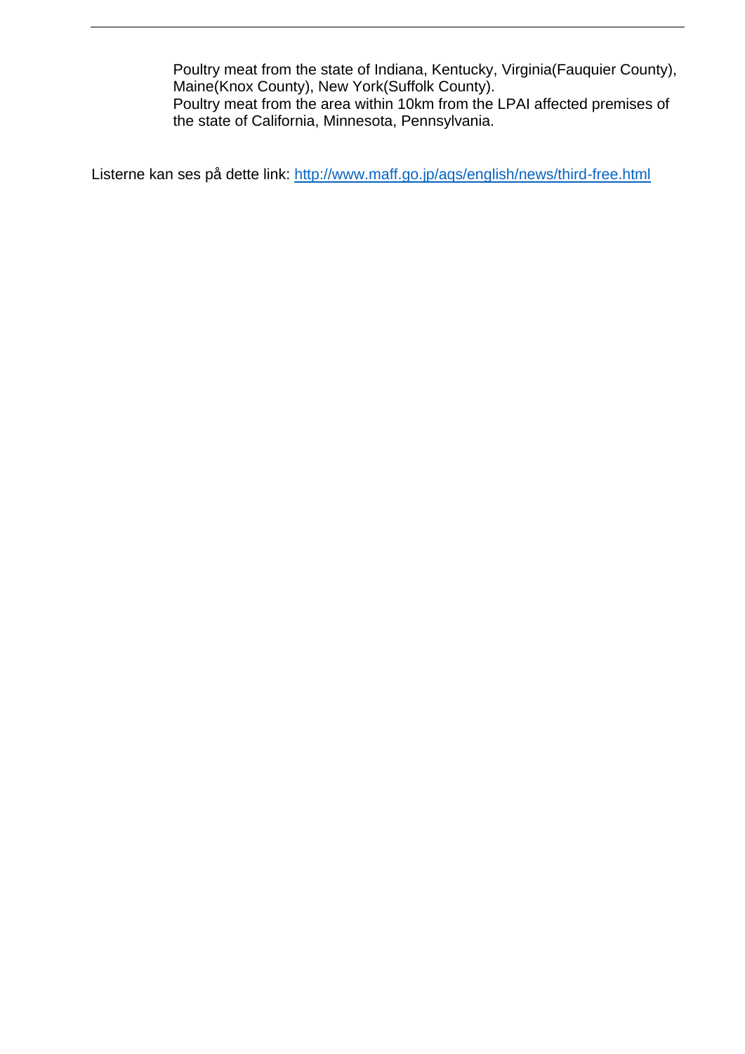Poultry meat from the state of Indiana, Kentucky, Virginia(Fauquier County), Maine(Knox County), New York(Suffolk County).
Poultry meat from the area within 10km from the LPAI affected premises of the state of California, Minnesota, Pennsylvania.

Listerne kan ses på dette link: [http://www.maff.go.jp/aqs/english/news/third-free.html](http://www.maff.go.jp/aqs/english/news/third-free.html)